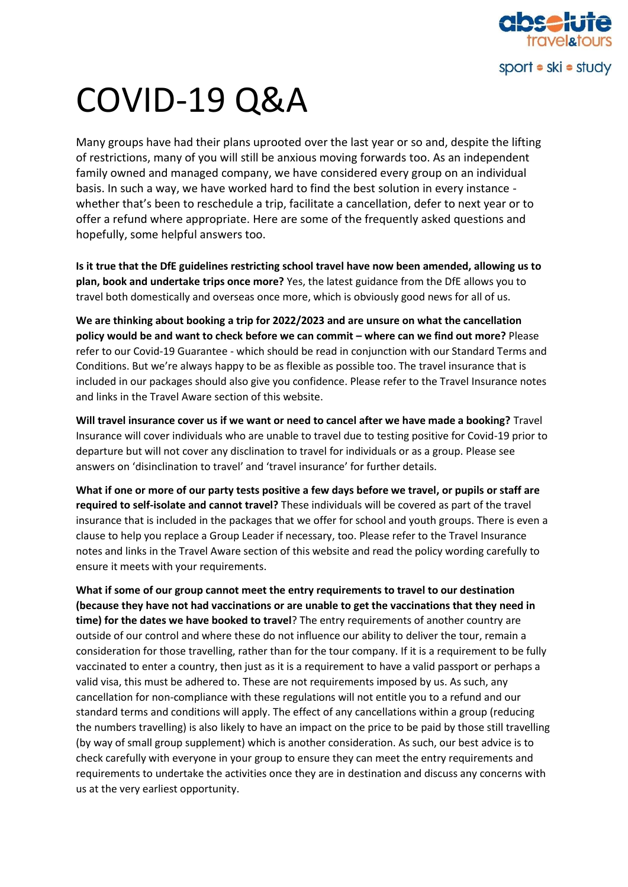# COVID-19 Q&A

Many groups have had their plans uprooted over the last year or so and, despite the lifting of restrictions, many of you will still be anxious moving forwards too. As an independent family owned and managed company, we have considered every group on an individual basis. In such a way, we have worked hard to find the best solution in every instance - whether that's been to reschedule a trip, facilitate a cancellation, defer to next year or to offer a refund where appropriate. Here are some of the frequently asked questions and hopefully, some helpful answers too.

**Is it true that the DfE guidelines restricting school travel have now been amended, allowing us to plan, book and undertake trips once more?** Yes, the latest guidance from the DfE allows you to travel both domestically and overseas once more, which is obviously good news for all of us.

**We are thinking about booking a trip for 2022/2023 and are unsure on what the cancellation policy would be and want to check before we can commit – where can we find out more?** Please refer to our Covid-19 Guarantee - which should be read in conjunction with our Standard Terms and Conditions. But we're always happy to be as flexible as possible too. The travel insurance that is included in our packages should also give you confidence. Please refer to the Travel Insurance notes and links in the Travel Aware section of this website.

**Will travel insurance cover us if we want or need to cancel after we have made a booking?** Travel Insurance will cover individuals who are unable to travel due to testing positive for Covid-19 prior to departure but will not cover any disclination to travel for individuals or as a group. Please see answers on 'disinclination to travel' and 'travel insurance' for further details.

**What if one or more of our party tests positive a few days before we travel, or pupils or staff are required to self-isolate and cannot travel?** These individuals will be covered as part of the travel insurance that is included in the packages that we offer for school and youth groups. There is even a clause to help you replace a Group Leader if necessary, too. Please refer to the Travel Insurance notes and links in the Travel Aware section of this website and read the policy wording carefully to ensure it meets with your requirements.

**What if some of our group cannot meet the entry requirements to travel to our destination (because they have not had vaccinations or are unable to get the vaccinations that they need in time) for the dates we have booked to travel**? The entry requirements of another country are outside of our control and where these do not influence our ability to deliver the tour, remain a consideration for those travelling, rather than for the tour company. If it is a requirement to be fully vaccinated to enter a country, then just as it is a requirement to have a valid passport or perhaps a valid visa, this must be adhered to. These are not requirements imposed by us. As such, any cancellation for non-compliance with these regulations will not entitle you to a refund and our standard terms and conditions will apply. The effect of any cancellations within a group (reducing the numbers travelling) is also likely to have an impact on the price to be paid by those still travelling (by way of small group supplement) which is another consideration. As such, our best advice is to check carefully with everyone in your group to ensure they can meet the entry requirements and requirements to undertake the activities once they are in destination and discuss any concerns with us at the very earliest opportunity.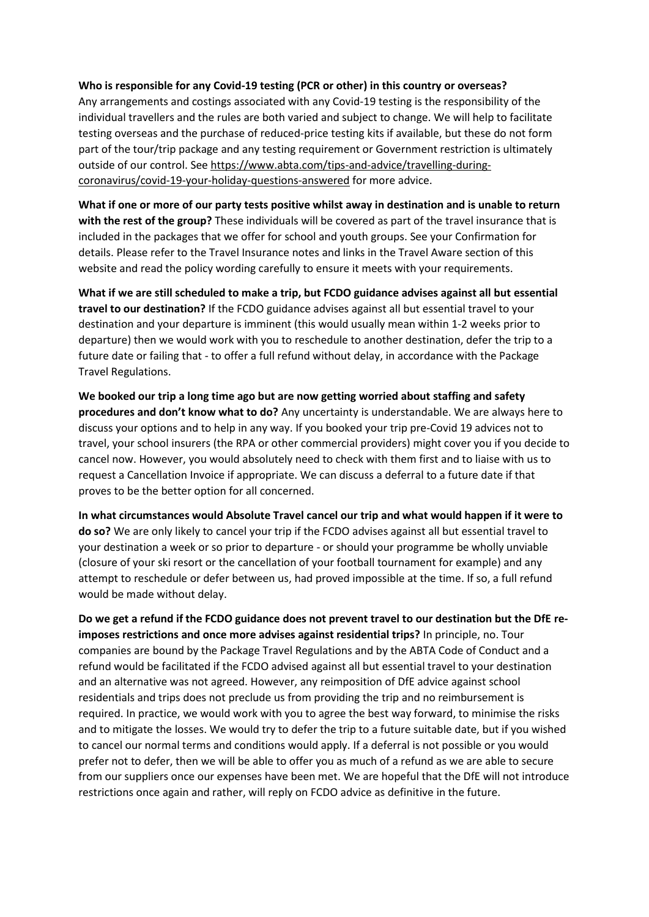**Who is responsible for any Covid-19 testing (PCR or other) in this country or overseas?** Any arrangements and costings associated with any Covid-19 testing is the responsibility of the individual travellers and the rules are both varied and subject to change. We will help to facilitate testing overseas and the purchase of reduced-price testing kits if available, but these do not form part of the tour/trip package and any testing requirement or Government restriction is ultimately outside of our control. See [https://www.abta.com/tips-and-advice/travelling-during-coronavirus/covid-19-your-holiday-questions-answered](https://www.abta.com/tips-and-advice/travelling-during-coronavirus/covid-19-your-holiday-questions-answered) for more advice.

**What if one or more of our party tests positive whilst away in destination and is unable to return with the rest of the group?** These individuals will be covered as part of the travel insurance that is included in the packages that we offer for school and youth groups. See your Confirmation for details. Please refer to the Travel Insurance notes and links in the Travel Aware section of this website and read the policy wording carefully to ensure it meets with your requirements.

**What if we are still scheduled to make a trip, but FCDO guidance advises against all but essential travel to our destination?** If the FCDO guidance advises against all but essential travel to your destination and your departure is imminent (this would usually mean within 1-2 weeks prior to departure) then we would work with you to reschedule to another destination, defer the trip to a future date or failing that - to offer a full refund without delay, in accordance with the Package Travel Regulations.

**We booked our trip a long time ago but are now getting worried about staffing and safety procedures and don't know what to do?** Any uncertainty is understandable. We are always here to discuss your options and to help in any way. If you booked your trip pre-Covid 19 advices not to travel, your school insurers (the RPA or other commercial providers) might cover you if you decide to cancel now. However, you would absolutely need to check with them first and to liaise with us to request a Cancellation Invoice if appropriate. We can discuss a deferral to a future date if that proves to be the better option for all concerned.

**In what circumstances would Absolute Travel cancel our trip and what would happen if it were to do so?** We are only likely to cancel your trip if the FCDO advises against all but essential travel to your destination a week or so prior to departure - or should your programme be wholly unviable (closure of your ski resort or the cancellation of your football tournament for example) and any attempt to reschedule or defer between us, had proved impossible at the time. If so, a full refund would be made without delay.

**Do we get a refund if the FCDO guidance does not prevent travel to our destination but the DfE re-imposes restrictions and once more advises against residential trips?** In principle, no. Tour companies are bound by the Package Travel Regulations and by the ABTA Code of Conduct and a refund would be facilitated if the FCDO advised against all but essential travel to your destination and an alternative was not agreed. However, any reimposition of DfE advice against school residentials and trips does not preclude us from providing the trip and no reimbursement is required. In practice, we would work with you to agree the best way forward, to minimise the risks and to mitigate the losses. We would try to defer the trip to a future suitable date, but if you wished to cancel our normal terms and conditions would apply. If a deferral is not possible or you would prefer not to defer, then we will be able to offer you as much of a refund as we are able to secure from our suppliers once our expenses have been met. We are hopeful that the DfE will not introduce restrictions once again and rather, will reply on FCDO advice as definitive in the future.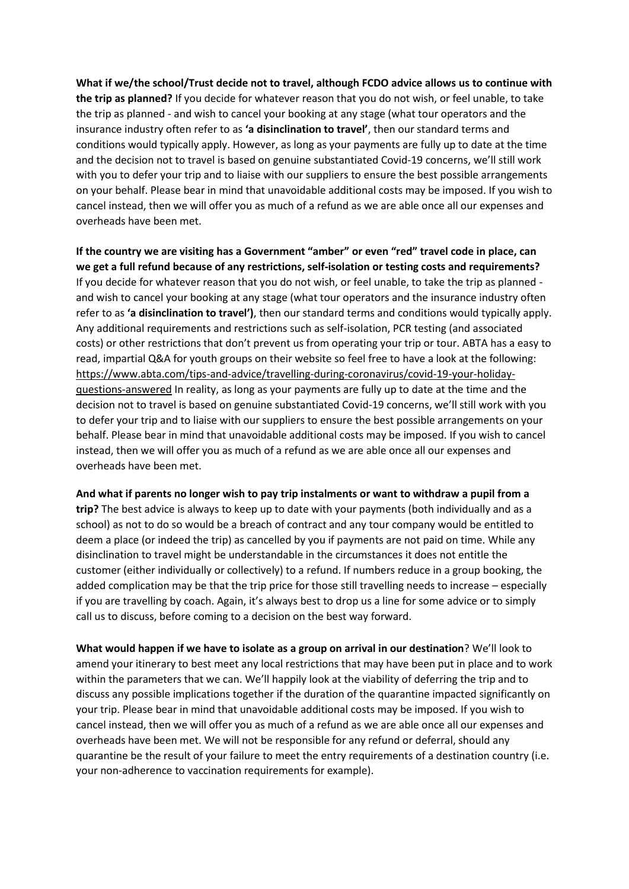**What if we/the school/Trust decide not to travel, although FCDO advice allows us to continue with the trip as planned?** If you decide for whatever reason that you do not wish, or feel unable, to take the trip as planned - and wish to cancel your booking at any stage (what tour operators and the insurance industry often refer to as **'a disinclination to travel'**, then our standard terms and conditions would typically apply. However, as long as your payments are fully up to date at the time and the decision not to travel is based on genuine substantiated Covid-19 concerns, we'll still work with you to defer your trip and to liaise with our suppliers to ensure the best possible arrangements on your behalf. Please bear in mind that unavoidable additional costs may be imposed. If you wish to cancel instead, then we will offer you as much of a refund as we are able once all our expenses and overheads have been met.

**If the country we are visiting has a Government "amber" or even "red" travel code in place, can we get a full refund because of any restrictions, self-isolation or testing costs and requirements?** If you decide for whatever reason that you do not wish, or feel unable, to take the trip as planned - and wish to cancel your booking at any stage (what tour operators and the insurance industry often refer to as **'a disinclination to travel')**, then our standard terms and conditions would typically apply. Any additional requirements and restrictions such as self-isolation, PCR testing (and associated costs) or other restrictions that don't prevent us from operating your trip or tour. ABTA has a easy to read, impartial Q&A for youth groups on their website so feel free to have a look at the following: https://www.abta.com/tips-and-advice/travelling-during-coronavirus/covid-19-your-holiday-questions-answered In reality, as long as your payments are fully up to date at the time and the decision not to travel is based on genuine substantiated Covid-19 concerns, we'll still work with you to defer your trip and to liaise with our suppliers to ensure the best possible arrangements on your behalf. Please bear in mind that unavoidable additional costs may be imposed. If you wish to cancel instead, then we will offer you as much of a refund as we are able once all our expenses and overheads have been met.

**And what if parents no longer wish to pay trip instalments or want to withdraw a pupil from a trip?** The best advice is always to keep up to date with your payments (both individually and as a school) as not to do so would be a breach of contract and any tour company would be entitled to deem a place (or indeed the trip) as cancelled by you if payments are not paid on time. While any disinclination to travel might be understandable in the circumstances it does not entitle the customer (either individually or collectively) to a refund. If numbers reduce in a group booking, the added complication may be that the trip price for those still travelling needs to increase – especially if you are travelling by coach. Again, it's always best to drop us a line for some advice or to simply call us to discuss, before coming to a decision on the best way forward.

**What would happen if we have to isolate as a group on arrival in our destination**? We'll look to amend your itinerary to best meet any local restrictions that may have been put in place and to work within the parameters that we can. We'll happily look at the viability of deferring the trip and to discuss any possible implications together if the duration of the quarantine impacted significantly on your trip. Please bear in mind that unavoidable additional costs may be imposed. If you wish to cancel instead, then we will offer you as much of a refund as we are able once all our expenses and overheads have been met. We will not be responsible for any refund or deferral, should any quarantine be the result of your failure to meet the entry requirements of a destination country (i.e. your non-adherence to vaccination requirements for example).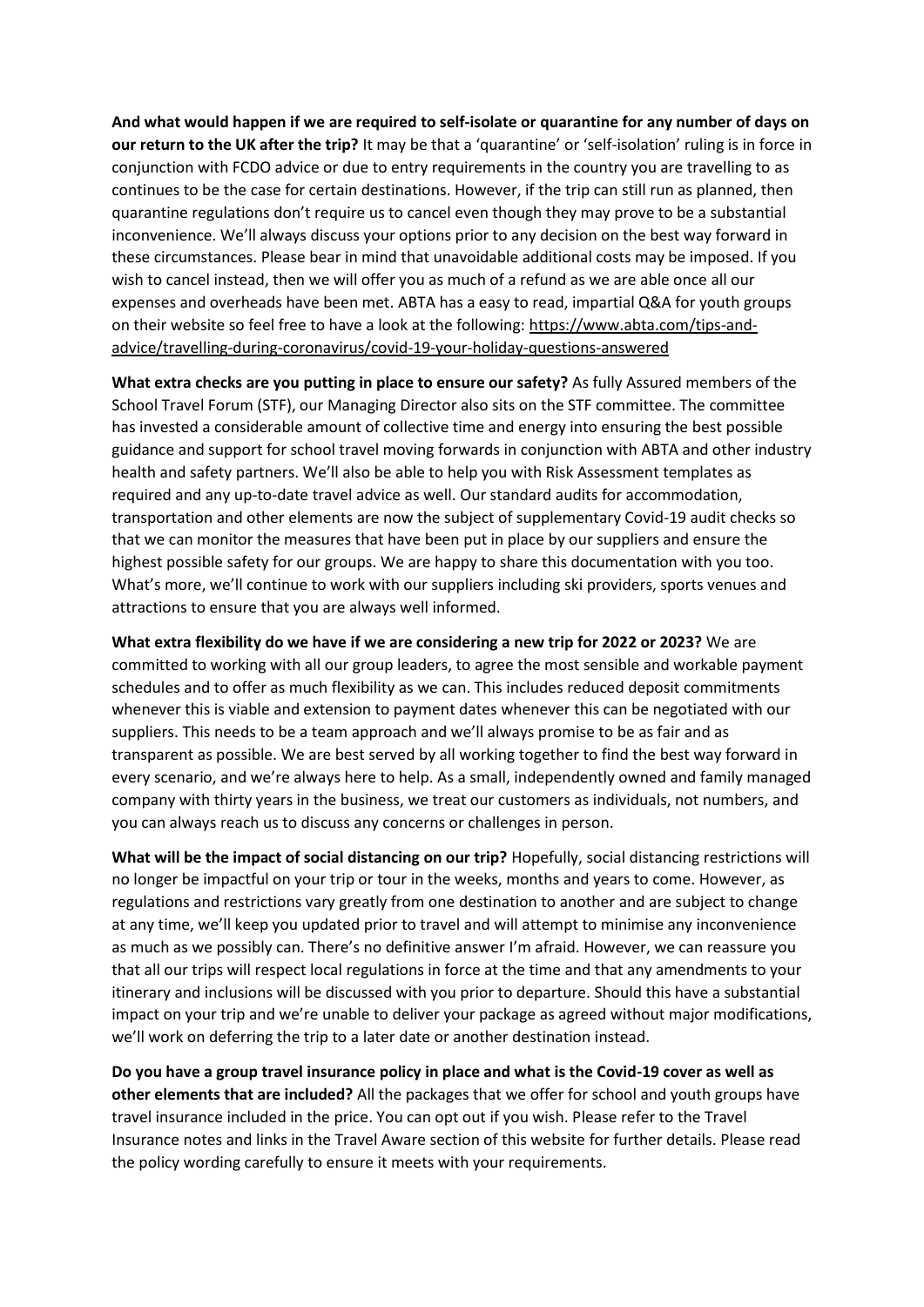**And what would happen if we are required to self-isolate or quarantine for any number of days on our return to the UK after the trip?** It may be that a 'quarantine' or 'self-isolation' ruling is in force in conjunction with FCDO advice or due to entry requirements in the country you are travelling to as continues to be the case for certain destinations. However, if the trip can still run as planned, then quarantine regulations don't require us to cancel even though they may prove to be a substantial inconvenience. We'll always discuss your options prior to any decision on the best way forward in these circumstances. Please bear in mind that unavoidable additional costs may be imposed. If you wish to cancel instead, then we will offer you as much of a refund as we are able once all our expenses and overheads have been met. ABTA has a easy to read, impartial Q&A for youth groups on their website so feel free to have a look at the following: https://www.abta.com/tips-and-advice/travelling-during-coronavirus/covid-19-your-holiday-questions-answered

**What extra checks are you putting in place to ensure our safety?** As fully Assured members of the School Travel Forum (STF), our Managing Director also sits on the STF committee. The committee has invested a considerable amount of collective time and energy into ensuring the best possible guidance and support for school travel moving forwards in conjunction with ABTA and other industry health and safety partners. We'll also be able to help you with Risk Assessment templates as required and any up-to-date travel advice as well. Our standard audits for accommodation, transportation and other elements are now the subject of supplementary Covid-19 audit checks so that we can monitor the measures that have been put in place by our suppliers and ensure the highest possible safety for our groups. We are happy to share this documentation with you too. What's more, we'll continue to work with our suppliers including ski providers, sports venues and attractions to ensure that you are always well informed.

**What extra flexibility do we have if we are considering a new trip for 2022 or 2023?** We are committed to working with all our group leaders, to agree the most sensible and workable payment schedules and to offer as much flexibility as we can. This includes reduced deposit commitments whenever this is viable and extension to payment dates whenever this can be negotiated with our suppliers. This needs to be a team approach and we'll always promise to be as fair and as transparent as possible. We are best served by all working together to find the best way forward in every scenario, and we're always here to help. As a small, independently owned and family managed company with thirty years in the business, we treat our customers as individuals, not numbers, and you can always reach us to discuss any concerns or challenges in person.

**What will be the impact of social distancing on our trip?** Hopefully, social distancing restrictions will no longer be impactful on your trip or tour in the weeks, months and years to come. However, as regulations and restrictions vary greatly from one destination to another and are subject to change at any time, we'll keep you updated prior to travel and will attempt to minimise any inconvenience as much as we possibly can. There's no definitive answer I'm afraid. However, we can reassure you that all our trips will respect local regulations in force at the time and that any amendments to your itinerary and inclusions will be discussed with you prior to departure. Should this have a substantial impact on your trip and we're unable to deliver your package as agreed without major modifications, we'll work on deferring the trip to a later date or another destination instead.

**Do you have a group travel insurance policy in place and what is the Covid-19 cover as well as other elements that are included?** All the packages that we offer for school and youth groups have travel insurance included in the price. You can opt out if you wish. Please refer to the Travel Insurance notes and links in the Travel Aware section of this website for further details. Please read the policy wording carefully to ensure it meets with your requirements.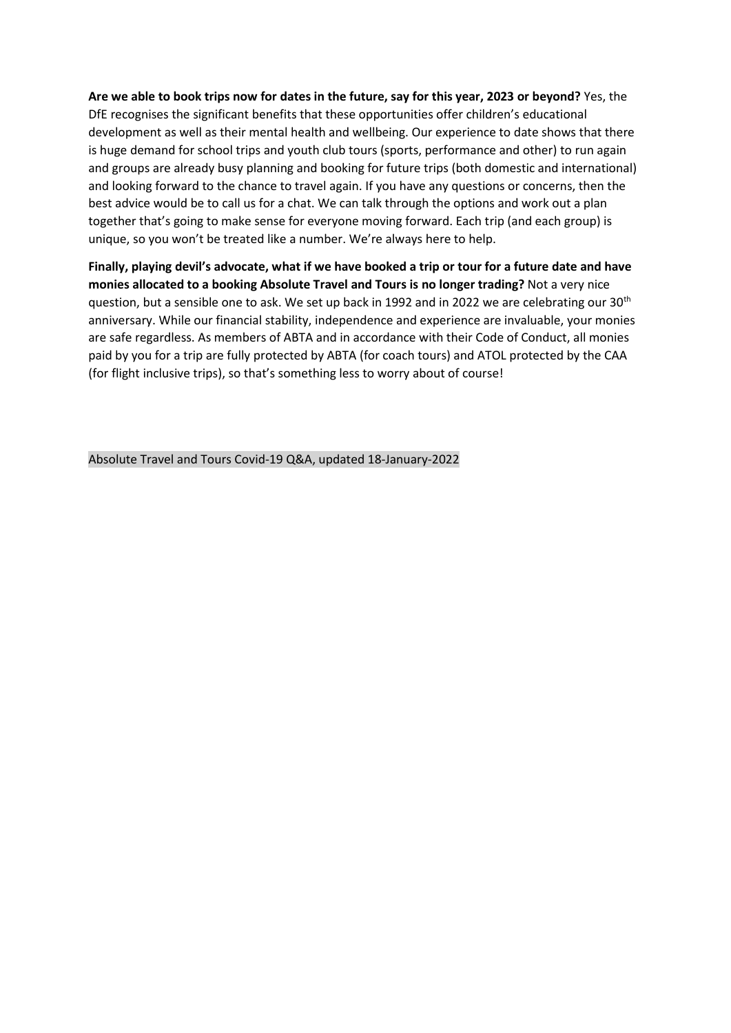**Are we able to book trips now for dates in the future, say for this year, 2023 or beyond?** Yes, the DfE recognises the significant benefits that these opportunities offer children's educational development as well as their mental health and wellbeing. Our experience to date shows that there is huge demand for school trips and youth club tours (sports, performance and other) to run again and groups are already busy planning and booking for future trips (both domestic and international) and looking forward to the chance to travel again. If you have any questions or concerns, then the best advice would be to call us for a chat. We can talk through the options and work out a plan together that's going to make sense for everyone moving forward. Each trip (and each group) is unique, so you won't be treated like a number. We're always here to help.

**Finally, playing devil's advocate, what if we have booked a trip or tour for a future date and have monies allocated to a booking Absolute Travel and Tours is no longer trading?** Not a very nice question, but a sensible one to ask. We set up back in 1992 and in 2022 we are celebrating our 30th anniversary. While our financial stability, independence and experience are invaluable, your monies are safe regardless. As members of ABTA and in accordance with their Code of Conduct, all monies paid by you for a trip are fully protected by ABTA (for coach tours) and ATOL protected by the CAA (for flight inclusive trips), so that's something less to worry about of course!

Absolute Travel and Tours Covid-19 Q&A, updated 18-January-2022